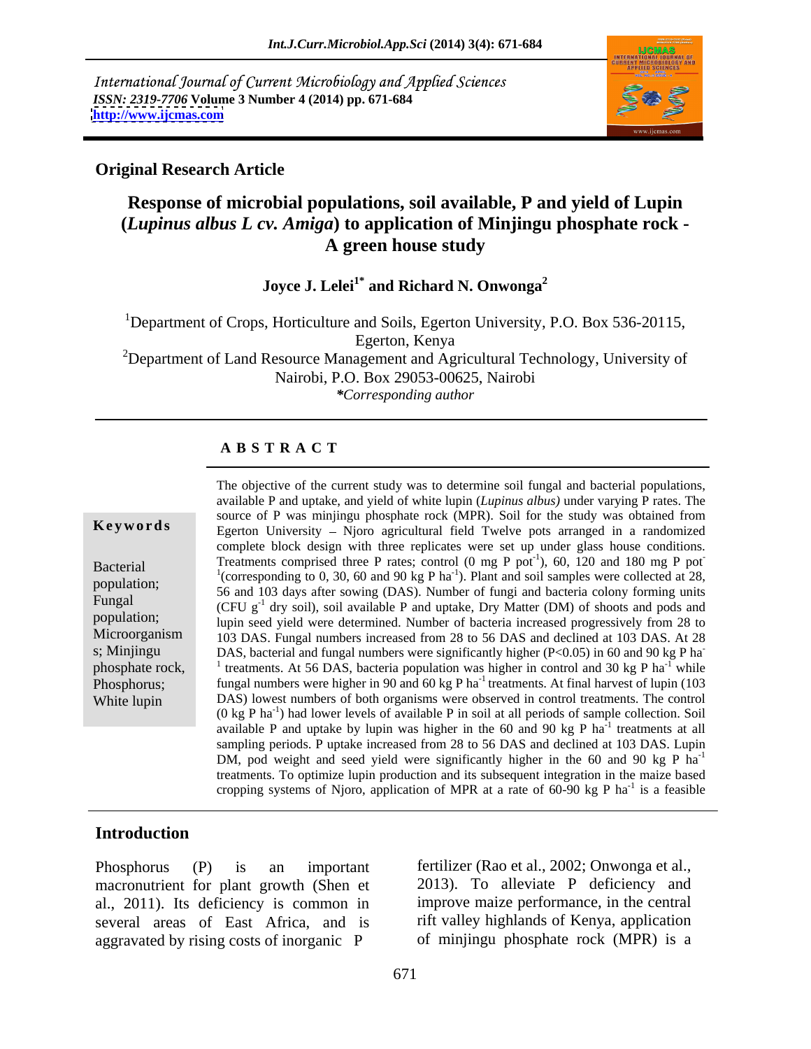International Journal of Current Microbiology and Applied Sciences
ISSN: 2319-7706 **Volume 3 Number 4 (2014) pp. 671-684**
**http://www.ijcmas.com**

**Original Research Article**

# Response of microbial populations, soil available, P and yield of Lupin (*Lupinus albus L cv. Amiga*) to application of Minjingu phosphate rock - A green house study

**Joyce J. Lelei[1*] and Richard N. Onwonga[2]**

[1]Department of Crops, Horticulture and Soils, Egerton University, P.O. Box 536-20115, Egerton, Kenya

[2]Department of Land Resource Management and Agricultural Technology, University of Nairobi, P.O. Box 29053-00625, Nairobi

*\*Corresponding author*

## A B S T R A C T

**Keywords**

Bacterial population; Fungal population; Microorganisms; Minjingu phosphate rock, Phosphorus; White lupin

The objective of the current study was to determine soil fungal and bacterial populations, available P and uptake, and yield of white lupin (*Lupinus albus)* under varying P rates. The source of P was minjingu phosphate rock (MPR). Soil for the study was obtained from Egerton University – Njoro agricultural field Twelve pots arranged in a randomized complete block design with three replicates were set up under glass house conditions. Treatments comprised three P rates; control (0 mg P pot$^{-1}$), 60, 120 and 180 mg P pot$^{-1}$(corresponding to 0, 30, 60 and 90 kg P ha$^{-1}$). Plant and soil samples were collected at 28, 56 and 103 days after sowing (DAS). Number of fungi and bacteria colony forming units (CFU g$^{-1}$ dry soil), soil available P and uptake, Dry Matter (DM) of shoots and pods and lupin seed yield were determined. Number of bacteria increased progressively from 28 to 103 DAS. Fungal numbers increased from 28 to 56 DAS and declined at 103 DAS. At 28 DAS, bacterial and fungal numbers were significantly higher ($P<0.05$) in 60 and 90 kg P ha$^{-1}$ treatments. At 56 DAS, bacteria population was higher in control and 30 kg P ha$^{-1}$ while fungal numbers were higher in 90 and 60 kg P ha$^{-1}$ treatments. At final harvest of lupin (103 DAS) lowest numbers of both organisms were observed in control treatments. The control (0 kg P ha$^{-1}$) had lower levels of available P in soil at all periods of sample collection. Soil available P and uptake by lupin was higher in the 60 and 90 kg P ha$^{-1}$ treatments at all sampling periods. P uptake increased from 28 to 56 DAS and declined at 103 DAS. Lupin DM, pod weight and seed yield were significantly higher in the 60 and 90 kg P ha$^{-1}$ treatments. To optimize lupin production and its subsequent integration in the maize based cropping systems of Njoro, application of MPR at a rate of 60-90 kg P ha$^{-1}$ is a feasible

## Introduction

Phosphorus (P) is an important macronutrient for plant growth (Shen et al., 2011). Its deficiency is common in several areas of East Africa, and is aggravated by rising costs of inorganic P fertilizer (Rao et al., 2002; Onwonga et al., 2013). To alleviate P deficiency and improve maize performance, in the central rift valley highlands of Kenya, application of minjingu phosphate rock (MPR) is a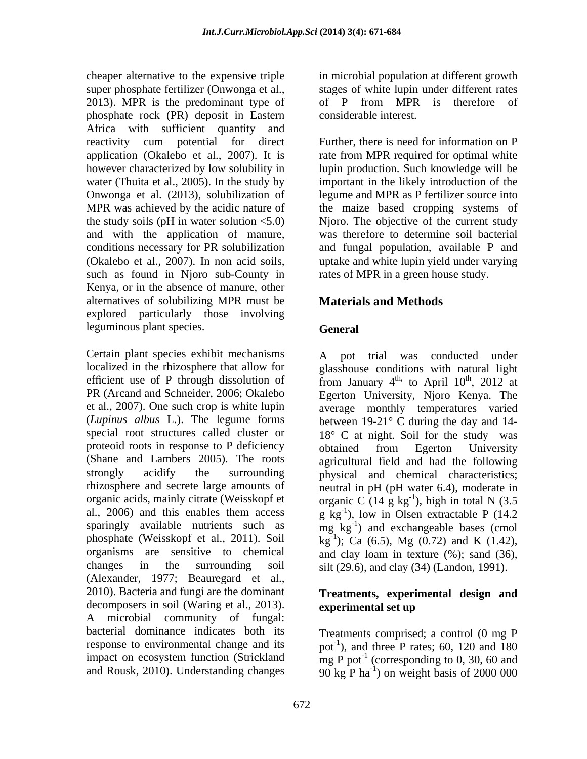cheaper alternative to the expensive triple super phosphate fertilizer (Onwonga et al., 2013). MPR is the predominant type of phosphate rock (PR) deposit in Eastern Africa with sufficient quantity and reactivity cum potential for direct application (Okalebo et al., 2007). It is however characterized by low solubility in water (Thuita et al., 2005). In the study by Onwonga et al. (2013), solubilization of MPR was achieved by the acidic nature of the study soils (pH in water solution <5.0) and with the application of manure, conditions necessary for PR solubilization (Okalebo et al., 2007). In non acid soils, such as found in Njoro sub-County in Kenya, or in the absence of manure, other alternatives of solubilizing MPR must be explored particularly those involving leguminous plant species.

Certain plant species exhibit mechanisms localized in the rhizosphere that allow for efficient use of P through dissolution of PR (Arcand and Schneider, 2006; Okalebo et al., 2007). One such crop is white lupin (*Lupinus albus* L.). The legume forms special root structures called cluster or proteoid roots in response to P deficiency (Shane and Lambers 2005). The roots strongly acidify the surrounding rhizosphere and secrete large amounts of organic acids, mainly citrate (Weisskopf et al., 2006) and this enables them access sparingly available nutrients such as phosphate (Weisskopf et al., 2011). Soil organisms are sensitive to chemical changes in the surrounding soil (Alexander, 1977; Beauregard et al., 2010). Bacteria and fungi are the dominant decomposers in soil (Waring et al., 2013). A microbial community of fungal: bacterial dominance indicates both its response to environmental change and its impact on ecosystem function (Strickland and Rousk, 2010). Understanding changes in microbial population at different growth stages of white lupin under different rates of P from MPR is therefore of considerable interest.

Further, there is need for information on P rate from MPR required for optimal white lupin production. Such knowledge will be important in the likely introduction of the legume and MPR as P fertilizer source into the maize based cropping systems of Njoro. The objective of the current study was therefore to determine soil bacterial and fungal population, available P and uptake and white lupin yield under varying rates of MPR in a green house study.

## Materials and Methods

### General

A pot trial was conducted under glasshouse conditions with natural light from January 4$^{th}$, to April 10$^{th}$, 2012 at Egerton University, Njoro Kenya. The average monthly temperatures varied between 19-21° C during the day and 14-18° C at night. Soil for the study was obtained from Egerton University agricultural field and had the following physical and chemical characteristics; neutral in pH (pH water 6.4), moderate in organic C (14 g kg$^{-1}$), high in total N (3.5 g kg$^{-1}$), low in Olsen extractable P (14.2 mg kg$^{-1}$) and exchangeable bases (cmol kg$^{-1}$); Ca (6.5), Mg (0.72) and K (1.42), and clay loam in texture (%); sand (36), silt (29.6), and clay (34) (Landon, 1991).

### Treatments, experimental design and experimental set up

Treatments comprised; a control (0 mg P pot$^{-1}$), and three P rates; 60, 120 and 180 mg P pot$^{-1}$ (corresponding to 0, 30, 60 and 90 kg P ha$^{-1}$) on weight basis of 2000 000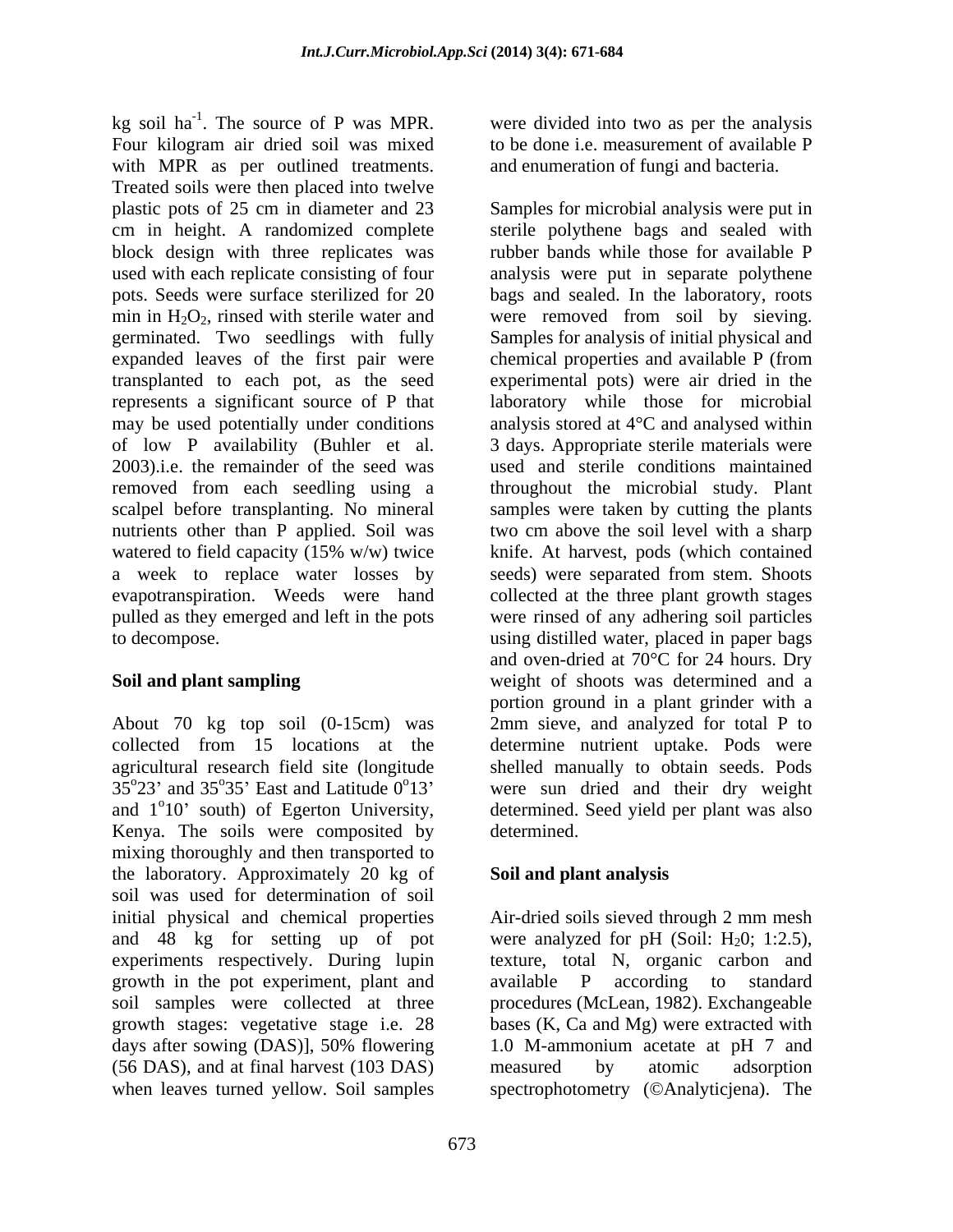kg soil $ha^{-1}$. The source of P was MPR. Four kilogram air dried soil was mixed with MPR as per outlined treatments. Treated soils were then placed into twelve plastic pots of 25 cm in diameter and 23 cm in height. A randomized complete block design with three replicates was used with each replicate consisting of four pots. Seeds were surface sterilized for 20 min in $H_2O_2$, rinsed with sterile water and germinated. Two seedlings with fully expanded leaves of the first pair were transplanted to each pot, as the seed represents a significant source of P that may be used potentially under conditions of low P availability (Buhler et al. 2003).i.e. the remainder of the seed was removed from each seedling using a scalpel before transplanting. No mineral nutrients other than P applied. Soil was watered to field capacity (15% w/w) twice a week to replace water losses by evapotranspiration. Weeds were hand pulled as they emerged and left in the pots to decompose.

## Soil and plant sampling

About 70 kg top soil (0-15cm) was collected from 15 locations at the agricultural research field site (longitude $35^o23'$ and $35^o35'$ East and Latitude $0^o13'$ and $1^o10'$ south) of Egerton University, Kenya. The soils were composited by mixing thoroughly and then transported to the laboratory. Approximately 20 kg of soil was used for determination of soil initial physical and chemical properties and 48 kg for setting up of pot experiments respectively. During lupin growth in the pot experiment, plant and soil samples were collected at three growth stages: vegetative stage i.e. 28 days after sowing (DAS)], 50% flowering (56 DAS), and at final harvest (103 DAS) when leaves turned yellow. Soil samples were divided into two as per the analysis to be done i.e. measurement of available P and enumeration of fungi and bacteria.

Samples for microbial analysis were put in sterile polythene bags and sealed with rubber bands while those for available P analysis were put in separate polythene bags and sealed. In the laboratory, roots were removed from soil by sieving. Samples for analysis of initial physical and chemical properties and available P (from experimental pots) were air dried in the laboratory while those for microbial analysis stored at 4°C and analysed within 3 days. Appropriate sterile materials were used and sterile conditions maintained throughout the microbial study. Plant samples were taken by cutting the plants two cm above the soil level with a sharp knife. At harvest, pods (which contained seeds) were separated from stem. Shoots collected at the three plant growth stages were rinsed of any adhering soil particles using distilled water, placed in paper bags and oven-dried at 70°C for 24 hours. Dry weight of shoots was determined and a portion ground in a plant grinder with a 2mm sieve, and analyzed for total P to determine nutrient uptake. Pods were shelled manually to obtain seeds. Pods were sun dried and their dry weight determined. Seed yield per plant was also determined.

## Soil and plant analysis

Air-dried soils sieved through 2 mm mesh were analyzed for pH (Soil: $H_20$; 1:2.5), texture, total N, organic carbon and available P according to standard procedures (McLean, 1982). Exchangeable bases (K, Ca and Mg) were extracted with 1.0 M-ammonium acetate at pH 7 and measured by atomic adsorption spectrophotometry (©Analyticjena). The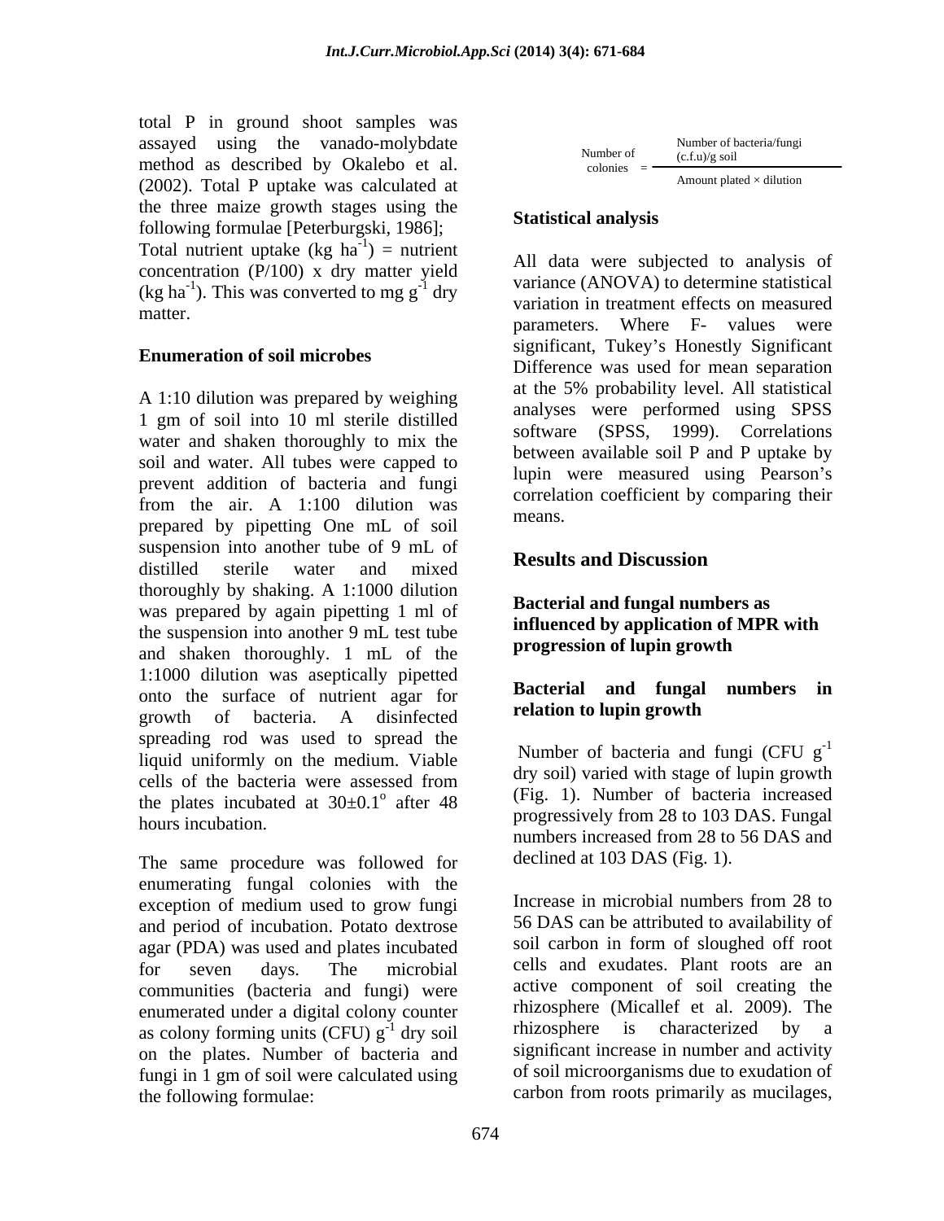total P in ground shoot samples was assayed using the vanado-molybdate method as described by Okalebo et al. (2002). Total P uptake was calculated at the three maize growth stages using the following formulae [Peterburgski, 1986];

Total nutrient uptake (kg $ha^{-1}$) = nutrient concentration (P/100) x dry matter yield (kg $ha^{-1}$). This was converted to mg $g^{-1}$ dry matter.

**Enumeration of soil microbes**

A 1:10 dilution was prepared by weighing 1 gm of soil into 10 ml sterile distilled water and shaken thoroughly to mix the soil and water. All tubes were capped to prevent addition of bacteria and fungi from the air. A 1:100 dilution was prepared by pipetting One mL of soil suspension into another tube of 9 mL of distilled sterile water and mixed thoroughly by shaking. A 1:1000 dilution was prepared by again pipetting 1 ml of the suspension into another 9 mL test tube and shaken thoroughly. 1 mL of the 1:1000 dilution was aseptically pipetted onto the surface of nutrient agar for growth of bacteria. A disinfected spreading rod was used to spread the liquid uniformly on the medium. Viable cells of the bacteria were assessed from the plates incubated at $30\pm0.1^{o}$ after 48 hours incubation.

The same procedure was followed for enumerating fungal colonies with the exception of medium used to grow fungi and period of incubation. Potato dextrose agar (PDA) was used and plates incubated for seven days. The microbial communities (bacteria and fungi) were enumerated under a digital colony counter as colony forming units (CFU) $g^{-1}$ dry soil on the plates. Number of bacteria and fungi in 1 gm of soil were calculated using the following formulae:

$$\text{Number of colonies} = \frac{\text{Number of bacteria/fungi (c.f.u)/g soil}}{\text{Amount plated} \times \text{dilution}}$$

**Statistical analysis**

All data were subjected to analysis of variance (ANOVA) to determine statistical variation in treatment effects on measured parameters. Where F- values were significant, Tukey's Honestly Significant Difference was used for mean separation at the 5% probability level. All statistical analyses were performed using SPSS software (SPSS, 1999). Correlations between available soil P and P uptake by lupin were measured using Pearson's correlation coefficient by comparing their means.

## Results and Discussion

### Bacterial and fungal numbers as influenced by application of MPR with progression of lupin growth

### Bacterial and fungal numbers in relation to lupin growth

Number of bacteria and fungi (CFU $g^{-1}$ dry soil) varied with stage of lupin growth (Fig. 1). Number of bacteria increased progressively from 28 to 103 DAS. Fungal numbers increased from 28 to 56 DAS and declined at 103 DAS (Fig. 1).

Increase in microbial numbers from 28 to 56 DAS can be attributed to availability of soil carbon in form of sloughed off root cells and exudates. Plant roots are an active component of soil creating the rhizosphere (Micallef et al. 2009). The rhizosphere is characterized by a significant increase in number and activity of soil microorganisms due to exudation of carbon from roots primarily as mucilages,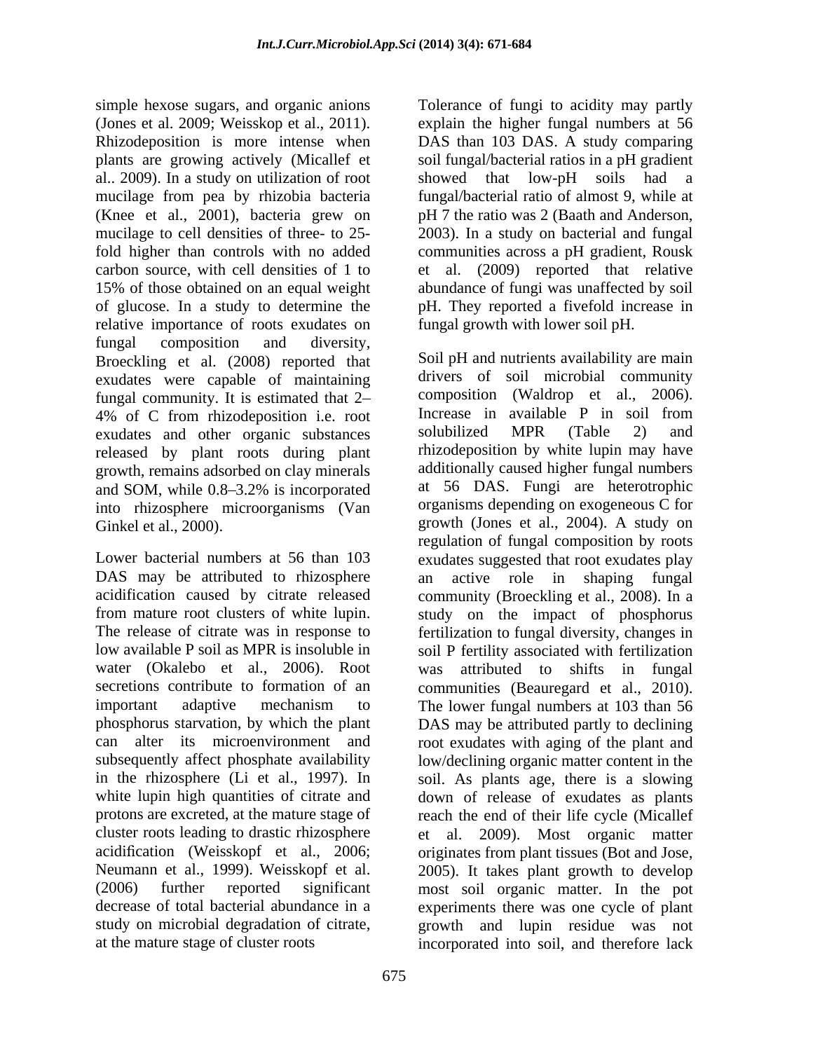simple hexose sugars, and organic anions (Jones et al. 2009; Weisskop et al., 2011). Rhizodeposition is more intense when plants are growing actively (Micallef et al.. 2009). In a study on utilization of root mucilage from pea by rhizobia bacteria (Knee et al., 2001), bacteria grew on mucilage to cell densities of three- to 25-fold higher than controls with no added carbon source, with cell densities of 1 to 15% of those obtained on an equal weight of glucose. In a study to determine the relative importance of roots exudates on fungal composition and diversity, Broeckling et al. (2008) reported that exudates were capable of maintaining fungal community. It is estimated that 2–4% of C from rhizodeposition i.e. root exudates and other organic substances released by plant roots during plant growth, remains adsorbed on clay minerals and SOM, while 0.8–3.2% is incorporated into rhizosphere microorganisms (Van Ginkel et al., 2000).

Lower bacterial numbers at 56 than 103 DAS may be attributed to rhizosphere acidification caused by citrate released from mature root clusters of white lupin. The release of citrate was in response to low available P soil as MPR is insoluble in water (Okalebo et al., 2006). Root secretions contribute to formation of an important adaptive mechanism to phosphorus starvation, by which the plant can alter its microenvironment and subsequently affect phosphate availability in the rhizosphere (Li et al., 1997). In white lupin high quantities of citrate and protons are excreted, at the mature stage of cluster roots leading to drastic rhizosphere acidification (Weisskopf et al., 2006; Neumann et al., 1999). Weisskopf et al. (2006) further reported significant decrease of total bacterial abundance in a study on microbial degradation of citrate, at the mature stage of cluster roots

Tolerance of fungi to acidity may partly explain the higher fungal numbers at 56 DAS than 103 DAS. A study comparing soil fungal/bacterial ratios in a pH gradient showed that low-pH soils had a fungal/bacterial ratio of almost 9, while at pH 7 the ratio was 2 (Baath and Anderson, 2003). In a study on bacterial and fungal communities across a pH gradient, Rousk et al. (2009) reported that relative abundance of fungi was unaffected by soil pH. They reported a fivefold increase in fungal growth with lower soil pH.

Soil pH and nutrients availability are main drivers of soil microbial community composition (Waldrop et al., 2006). Increase in available P in soil from solubilized MPR (Table 2) and rhizodeposition by white lupin may have additionally caused higher fungal numbers at 56 DAS. Fungi are heterotrophic organisms depending on exogeneous C for growth (Jones et al., 2004). A study on regulation of fungal composition by roots exudates suggested that root exudates play an active role in shaping fungal community (Broeckling et al., 2008). In a study on the impact of phosphorus fertilization to fungal diversity, changes in soil P fertility associated with fertilization was attributed to shifts in fungal communities (Beauregard et al., 2010). The lower fungal numbers at 103 than 56 DAS may be attributed partly to declining root exudates with aging of the plant and low/declining organic matter content in the soil. As plants age, there is a slowing down of release of exudates as plants reach the end of their life cycle (Micallef et al. 2009). Most organic matter originates from plant tissues (Bot and Jose, 2005). It takes plant growth to develop most soil organic matter. In the pot experiments there was one cycle of plant growth and lupin residue was not incorporated into soil, and therefore lack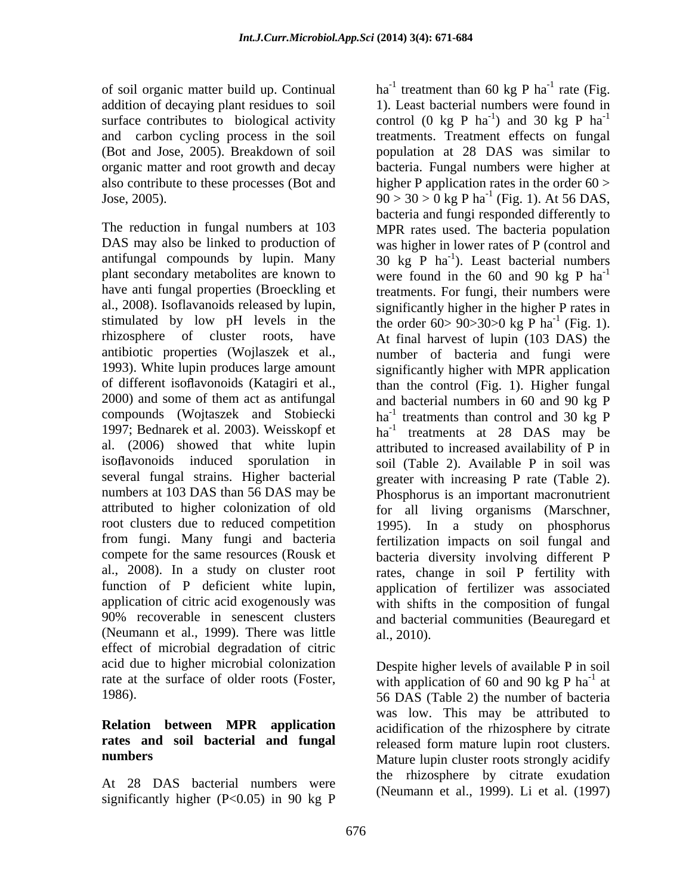of soil organic matter build up. Continual addition of decaying plant residues to soil surface contributes to biological activity and carbon cycling process in the soil (Bot and Jose, 2005). Breakdown of soil organic matter and root growth and decay also contribute to these processes (Bot and Jose, 2005).

The reduction in fungal numbers at 103 DAS may also be linked to production of antifungal compounds by lupin. Many plant secondary metabolites are known to have anti fungal properties (Broeckling et al., 2008). Isoflavanoids released by lupin, stimulated by low pH levels in the rhizosphere of cluster roots, have antibiotic properties (Wojlaszek et al., 1993). White lupin produces large amount of different isoflavonoids (Katagiri et al., 2000) and some of them act as antifungal compounds (Wojtaszek and Stobiecki 1997; Bednarek et al. 2003). Weisskopf et al. (2006) showed that white lupin isoflavonoids induced sporulation in several fungal strains. Higher bacterial numbers at 103 DAS than 56 DAS may be attributed to higher colonization of old root clusters due to reduced competition from fungi. Many fungi and bacteria compete for the same resources (Rousk et al., 2008). In a study on cluster root function of P deficient white lupin, application of citric acid exogenously was 90% recoverable in senescent clusters (Neumann et al., 1999). There was little effect of microbial degradation of citric acid due to higher microbial colonization rate at the surface of older roots (Foster, 1986).

**Relation between MPR application rates and soil bacterial and fungal numbers**

At 28 DAS bacterial numbers were significantly higher ($P<0.05$) in 90 kg P $ha^{-1}$ treatment than 60 kg P $ha^{-1}$ rate (Fig. 1). Least bacterial numbers were found in control (0 kg P $ha^{-1}$) and 30 kg P $ha^{-1}$ treatments. Treatment effects on fungal population at 28 DAS was similar to bacteria. Fungal numbers were higher at higher P application rates in the order 60 > 90 > 30 > 0 kg P $ha^{-1}$ (Fig. 1). At 56 DAS, bacteria and fungi responded differently to MPR rates used. The bacteria population was higher in lower rates of P (control and 30 kg P $ha^{-1}$). Least bacterial numbers were found in the 60 and 90 kg P $ha^{-1}$ treatments. For fungi, their numbers were significantly higher in the higher P rates in the order 60> 90>30>0 kg P $ha^{-1}$ (Fig. 1). At final harvest of lupin (103 DAS) the number of bacteria and fungi were significantly higher with MPR application than the control (Fig. 1). Higher fungal and bacterial numbers in 60 and 90 kg P $ha^{-1}$ treatments than control and 30 kg P $ha^{-1}$ treatments at 28 DAS may be attributed to increased availability of P in soil (Table 2). Available P in soil was greater with increasing P rate (Table 2). Phosphorus is an important macronutrient for all living organisms (Marschner, 1995). In a study on phosphorus fertilization impacts on soil fungal and bacteria diversity involving different P rates, change in soil P fertility with application of fertilizer was associated with shifts in the composition of fungal and bacterial communities (Beauregard et al., 2010).

Despite higher levels of available P in soil with application of 60 and 90 kg P $ha^{-1}$ at 56 DAS (Table 2) the number of bacteria was low. This may be attributed to acidification of the rhizosphere by citrate released form mature lupin root clusters. Mature lupin cluster roots strongly acidify the rhizosphere by citrate exudation (Neumann et al., 1999). Li et al. (1997)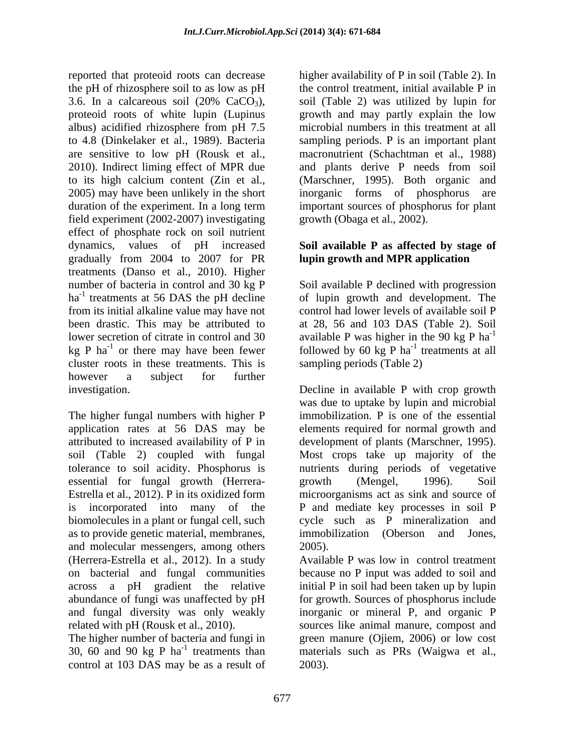reported that proteoid roots can decrease the pH of rhizosphere soil to as low as pH 3.6. In a calcareous soil (20% $CaCO_3$), proteoid roots of white lupin (Lupinus albus) acidified rhizosphere from pH 7.5 to 4.8 (Dinkelaker et al., 1989). Bacteria are sensitive to low pH (Rousk et al., 2010). Indirect liming effect of MPR due to its high calcium content (Zin et al., 2005) may have been unlikely in the short duration of the experiment. In a long term field experiment (2002-2007) investigating effect of phosphate rock on soil nutrient dynamics, values of pH increased gradually from 2004 to 2007 for PR treatments (Danso et al., 2010). Higher number of bacteria in control and 30 kg P $ha^{-1}$ treatments at 56 DAS the pH decline from its initial alkaline value may have not been drastic. This may be attributed to lower secretion of citrate in control and 30 kg P $ha^{-1}$ or there may have been fewer cluster roots in these treatments. This is however a subject for further investigation.

The higher fungal numbers with higher P application rates at 56 DAS may be attributed to increased availability of P in soil (Table 2) coupled with fungal tolerance to soil acidity. Phosphorus is essential for fungal growth (Herrera-Estrella et al., 2012). P in its oxidized form is incorporated into many of the biomolecules in a plant or fungal cell, such as to provide genetic material, membranes, and molecular messengers, among others (Herrera-Estrella et al., 2012). In a study on bacterial and fungal communities across a pH gradient the relative abundance of fungi was unaffected by pH and fungal diversity was only weakly related with pH (Rousk et al., 2010).

The higher number of bacteria and fungi in 30, 60 and 90 kg P $ha^{-1}$ treatments than control at 103 DAS may be as a result of higher availability of P in soil (Table 2). In the control treatment, initial available P in soil (Table 2) was utilized by lupin for growth and may partly explain the low microbial numbers in this treatment at all sampling periods. P is an important plant macronutrient (Schachtman et al., 1988) and plants derive P needs from soil (Marschner, 1995). Both organic and inorganic forms of phosphorus are important sources of phosphorus for plant growth (Obaga et al., 2002).

## Soil available P as affected by stage of lupin growth and MPR application

Soil available P declined with progression of lupin growth and development. The control had lower levels of available soil P at 28, 56 and 103 DAS (Table 2). Soil available P was higher in the 90 kg P $ha^{-1}$ followed by 60 kg P $ha^{-1}$ treatments at all sampling periods (Table 2)

Decline in available P with crop growth was due to uptake by lupin and microbial immobilization. P is one of the essential elements required for normal growth and development of plants (Marschner, 1995). Most crops take up majority of the nutrients during periods of vegetative growth (Mengel, 1996). Soil microorganisms act as sink and source of P and mediate key processes in soil P cycle such as P mineralization and immobilization (Oberson and Jones, 2005).

Available P was low in control treatment because no P input was added to soil and initial P in soil had been taken up by lupin for growth. Sources of phosphorus include inorganic or mineral P, and organic P sources like animal manure, compost and green manure (Ojiem, 2006) or low cost materials such as PRs (Waigwa et al., 2003).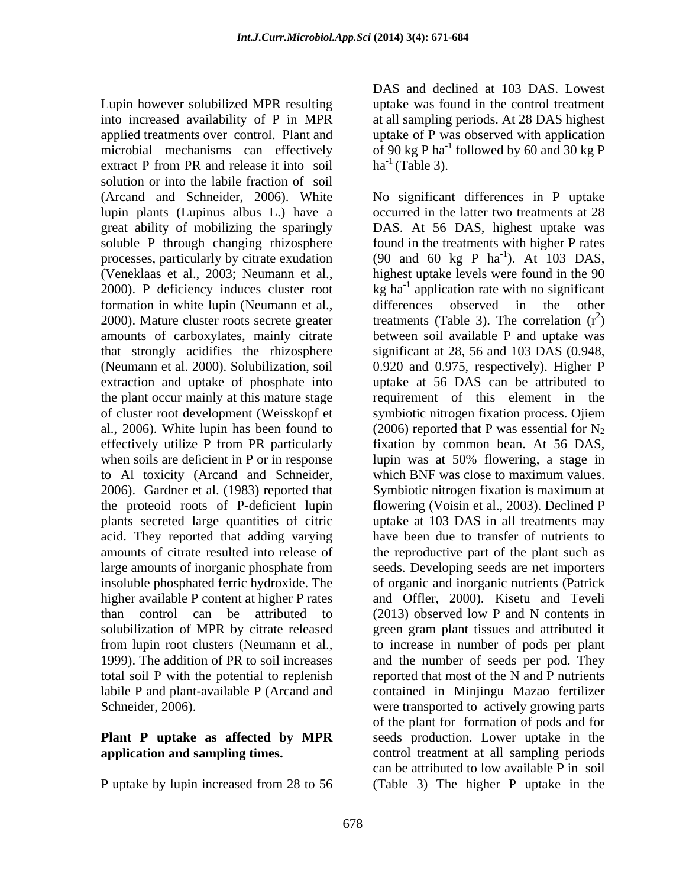Lupin however solubilized MPR resulting into increased availability of P in MPR applied treatments over control. Plant and microbial mechanisms can effectively extract P from PR and release it into soil solution or into the labile fraction of soil (Arcand and Schneider, 2006). White lupin plants (Lupinus albus L.) have a great ability of mobilizing the sparingly soluble P through changing rhizosphere processes, particularly by citrate exudation (Veneklaas et al., 2003; Neumann et al., 2000). P deficiency induces cluster root formation in white lupin (Neumann et al., 2000). Mature cluster roots secrete greater amounts of carboxylates, mainly citrate that strongly acidifies the rhizosphere (Neumann et al. 2000). Solubilization, soil extraction and uptake of phosphate into the plant occur mainly at this mature stage of cluster root development (Weisskopf et al., 2006). White lupin has been found to effectively utilize P from PR particularly when soils are deficient in P or in response to Al toxicity (Arcand and Schneider, 2006). Gardner et al. (1983) reported that the proteoid roots of P-deficient lupin plants secreted large quantities of citric acid. They reported that adding varying amounts of citrate resulted into release of large amounts of inorganic phosphate from insoluble phosphated ferric hydroxide. The higher available P content at higher P rates than control can be attributed to solubilization of MPR by citrate released from lupin root clusters (Neumann et al., 1999). The addition of PR to soil increases total soil P with the potential to replenish labile P and plant-available P (Arcand and Schneider, 2006).

**Plant P uptake as affected by MPR application and sampling times.**

P uptake by lupin increased from 28 to 56 DAS and declined at 103 DAS. Lowest uptake was found in the control treatment at all sampling periods. At 28 DAS highest uptake of P was observed with application of 90 kg P ha$^{-1}$ followed by 60 and 30 kg P ha$^{-1}$ (Table 3).

No significant differences in P uptake occurred in the latter two treatments at 28 DAS. At 56 DAS, highest uptake was found in the treatments with higher P rates (90 and 60 kg P ha$^{-1}$). At 103 DAS, highest uptake levels were found in the 90 kg ha$^{-1}$ application rate with no significant differences observed in the other treatments (Table 3). The correlation ($r^2$) between soil available P and uptake was significant at 28, 56 and 103 DAS (0.948, 0.920 and 0.975, respectively). Higher P uptake at 56 DAS can be attributed to requirement of this element in the symbiotic nitrogen fixation process. Ojiem (2006) reported that P was essential for $N_2$ fixation by common bean. At 56 DAS, lupin was at 50% flowering, a stage in which BNF was close to maximum values. Symbiotic nitrogen fixation is maximum at flowering (Voisin et al., 2003). Declined P uptake at 103 DAS in all treatments may have been due to transfer of nutrients to the reproductive part of the plant such as seeds. Developing seeds are net importers of organic and inorganic nutrients (Patrick and Offler, 2000). Kisetu and Teveli (2013) observed low P and N contents in green gram plant tissues and attributed it to increase in number of pods per plant and the number of seeds per pod. They reported that most of the N and P nutrients contained in Minjingu Mazao fertilizer were transported to actively growing parts of the plant for formation of pods and for seeds production. Lower uptake in the control treatment at all sampling periods can be attributed to low available P in soil (Table 3) The higher P uptake in the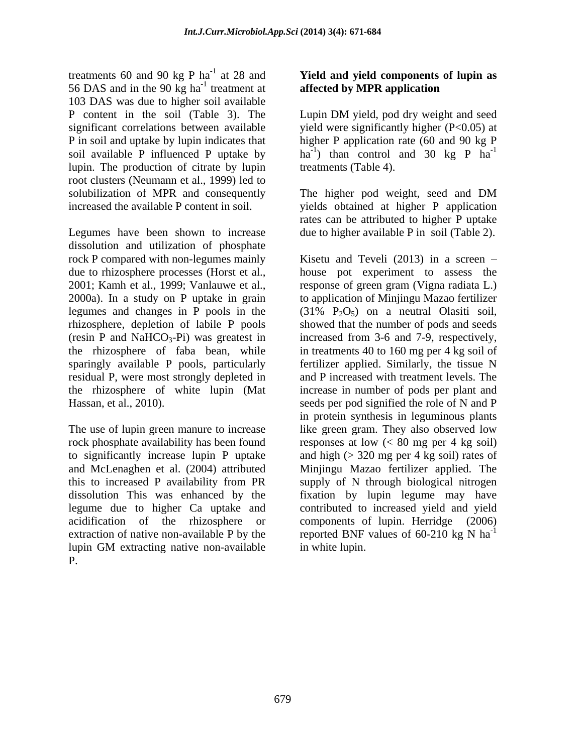treatments 60 and 90 kg P ha$^{-1}$ at 28 and 56 DAS and in the 90 kg ha$^{-1}$ treatment at 103 DAS was due to higher soil available P content in the soil (Table 3). The significant correlations between available P in soil and uptake by lupin indicates that soil available P influenced P uptake by lupin. The production of citrate by lupin root clusters (Neumann et al., 1999) led to solubilization of MPR and consequently increased the available P content in soil.

Legumes have been shown to increase dissolution and utilization of phosphate rock P compared with non-legumes mainly due to rhizosphere processes (Horst et al., 2001; Kamh et al., 1999; Vanlauwe et al., 2000a). In a study on P uptake in grain legumes and changes in P pools in the rhizosphere, depletion of labile P pools (resin P and $NaHCO_3$-Pi) was greatest in the rhizosphere of faba bean, while sparingly available P pools, particularly residual P, were most strongly depleted in the rhizosphere of white lupin (Mat Hassan, et al., 2010).

The use of lupin green manure to increase rock phosphate availability has been found to significantly increase lupin P uptake and McLenaghen et al. (2004) attributed this to increased P availability from PR dissolution This was enhanced by the legume due to higher Ca uptake and acidification of the rhizosphere or extraction of native non-available P by the lupin GM extracting native non-available P.

## Yield and yield components of lupin as affected by MPR application

Lupin DM yield, pod dry weight and seed yield were significantly higher ($P<0.05$) at higher P application rate (60 and 90 kg P ha$^{-1}$) than control and 30 kg P ha$^{-1}$ treatments (Table 4).

The higher pod weight, seed and DM yields obtained at higher P application rates can be attributed to higher P uptake due to higher available P in soil (Table 2).

Kisetu and Teveli (2013) in a screen – house pot experiment to assess the response of green gram (Vigna radiata L.) to application of Minjingu Mazao fertilizer (31% $P_2O_5$) on a neutral Olasiti soil, showed that the number of pods and seeds increased from 3-6 and 7-9, respectively, in treatments 40 to 160 mg per 4 kg soil of fertilizer applied. Similarly, the tissue N and P increased with treatment levels. The increase in number of pods per plant and seeds per pod signified the role of N and P in protein synthesis in leguminous plants like green gram. They also observed low responses at low (< 80 mg per 4 kg soil) and high (> 320 mg per 4 kg soil) rates of Minjingu Mazao fertilizer applied. The supply of N through biological nitrogen fixation by lupin legume may have contributed to increased yield and yield components of lupin. Herridge (2006) reported BNF values of 60-210 kg N ha$^{-1}$ in white lupin.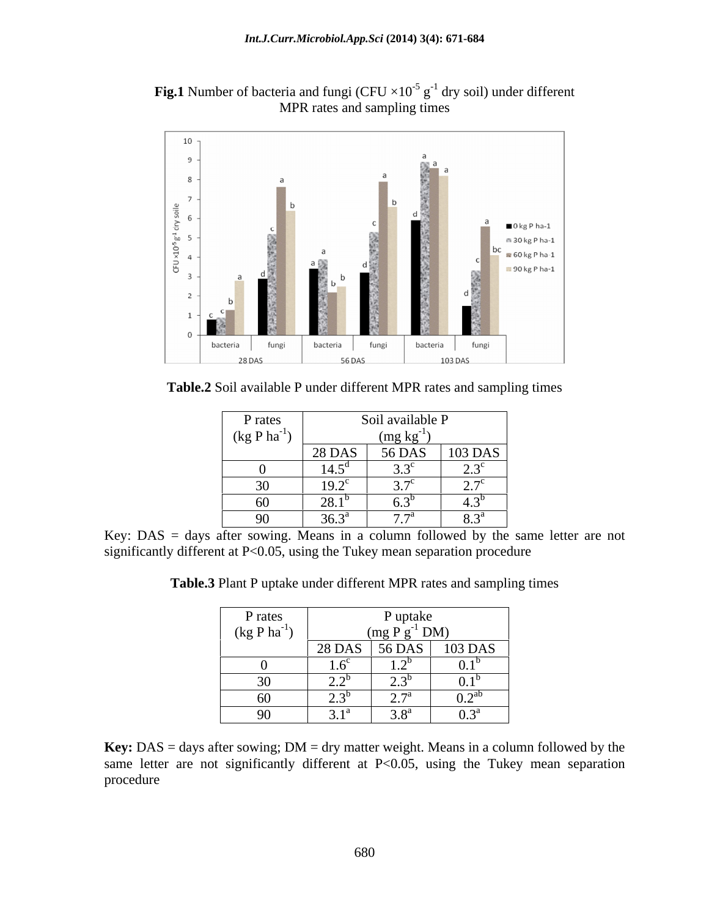**Fig.1** Number of bacteria and fungi (CFU $\times 10^{-5}$ $g^{-1}$ dry soil) under different MPR rates and sampling times

**Table.2** Soil available P under different MPR rates and sampling times

| P rates (kg P $ha^{-1}$) | Soil available P (mg $kg^{-1}$) | | |
|---|---|---|---|
| | 28 DAS | 56 DAS | 103 DAS |
| 0 | 14.5$^{d}$ | 3.3$^{c}$ | 2.3$^{c}$ |
| 30 | 19.2$^{c}$ | 3.7$^{c}$ | 2.7$^{c}$ |
| 60 | 28.1$^{b}$ | 6.3$^{b}$ | 4.3$^{b}$ |
| 90 | 36.3$^{a}$ | 7.7$^{a}$ | 8.3$^{a}$ |

Key: DAS = days after sowing. Means in a column followed by the same letter are not significantly different at P<0.05, using the Tukey mean separation procedure

**Table.3** Plant P uptake under different MPR rates and sampling times

| P rates (kg P $ha^{-1}$) | P uptake (mg P $g^{-1}$ DM) | | |
|---|---|---|---|
| | 28 DAS | 56 DAS | 103 DAS |
| 0 | 1.6$^{c}$ | 1.2$^{b}$ | 0.1$^{b}$ |
| 30 | 2.2$^{b}$ | 2.3$^{b}$ | 0.1$^{b}$ |
| 60 | 2.3$^{b}$ | 2.7$^{a}$ | 0.2$^{ab}$ |
| 90 | 3.1$^{a}$ | 3.8$^{a}$ | 0.3$^{a}$ |

**Key:** DAS = days after sowing; DM = dry matter weight. Means in a column followed by the same letter are not significantly different at P<0.05, using the Tukey mean separation procedure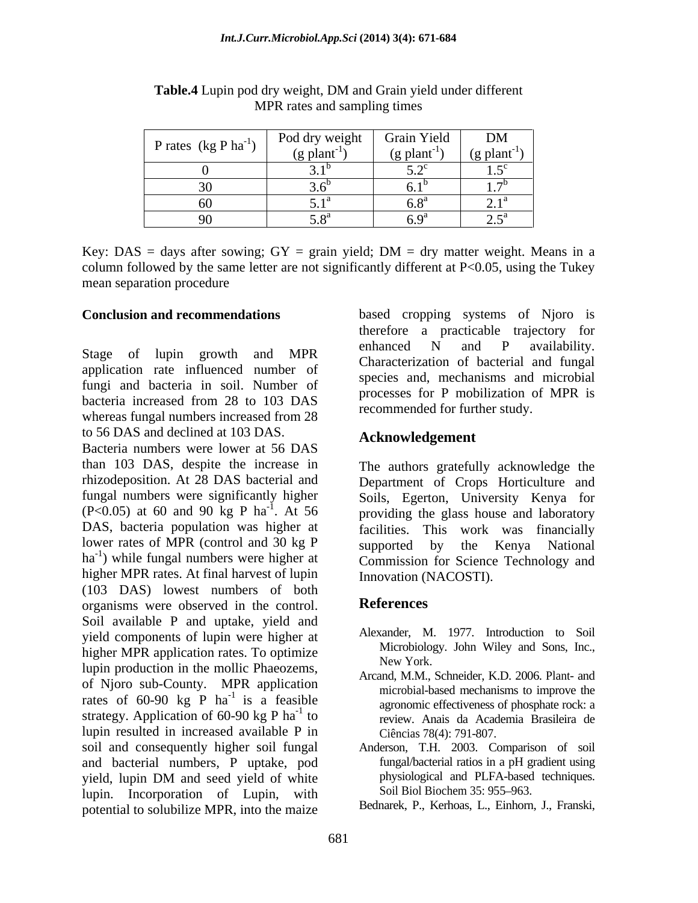**Table.4** Lupin pod dry weight, DM and Grain yield under different MPR rates and sampling times

| P rates (kg P $ha^{-1}$) | Pod dry weight (g $plant^{-1}$) | Grain Yield (g $plant^{-1}$) | DM (g $plant^{-1}$) |
|---|---|---|---|
| 0 | $3.1^b$ | $5.2^c$ | $1.5^c$ |
| 30 | $3.6^b$ | $6.1^b$ | $1.7^b$ |
| 60 | $5.1^a$ | $6.8^a$ | $2.1^a$ |
| 90 | $5.8^a$ | $6.9^a$ | $2.5^a$ |

Key: DAS = days after sowing; GY = grain yield; DM = dry matter weight. Means in a column followed by the same letter are not significantly different at P<0.05, using the Tukey mean separation procedure

## Conclusion and recommendations

Stage of lupin growth and MPR application rate influenced number of fungi and bacteria in soil. Number of bacteria increased from 28 to 103 DAS whereas fungal numbers increased from 28 to 56 DAS and declined at 103 DAS.

Bacteria numbers were lower at 56 DAS than 103 DAS, despite the increase in rhizodeposition. At 28 DAS bacterial and fungal numbers were significantly higher (P<0.05) at 60 and 90 kg P $ha^{-1}$. At 56 DAS, bacteria population was higher at lower rates of MPR (control and 30 kg P $ha^{-1}$) while fungal numbers were higher at higher MPR rates. At final harvest of lupin (103 DAS) lowest numbers of both organisms were observed in the control. Soil available P and uptake, yield and yield components of lupin were higher at higher MPR application rates. To optimize lupin production in the mollic Phaeozems, of Njoro sub-County. MPR application rates of 60-90 kg P $ha^{-1}$ is a feasible strategy. Application of 60-90 kg P $ha^{-1}$ to lupin resulted in increased available P in soil and consequently higher soil fungal and bacterial numbers, P uptake, pod yield, lupin DM and seed yield of white lupin. Incorporation of Lupin, with potential to solubilize MPR, into the maize based cropping systems of Njoro is therefore a practicable trajectory for enhanced N and P availability. Characterization of bacterial and fungal species and, mechanisms and microbial processes for P mobilization of MPR is recommended for further study.

## Acknowledgement

The authors gratefully acknowledge the Department of Crops Horticulture and Soils, Egerton, University Kenya for providing the glass house and laboratory facilities. This work was financially supported by the Kenya National Commission for Science Technology and Innovation (NACOSTI).

## References

Alexander, M. 1977. Introduction to Soil Microbiology. John Wiley and Sons, Inc., New York.

Arcand, M.M., Schneider, K.D. 2006. Plant- and microbial-based mechanisms to improve the agronomic effectiveness of phosphate rock: a review. Anais da Academia Brasileira de Ciências 78(4): 791-807.

Anderson, T.H. 2003. Comparison of soil fungal/bacterial ratios in a pH gradient using physiological and PLFA-based techniques. Soil Biol Biochem 35: 955–963.

Bednarek, P., Kerhoas, L., Einhorn, J., Franski,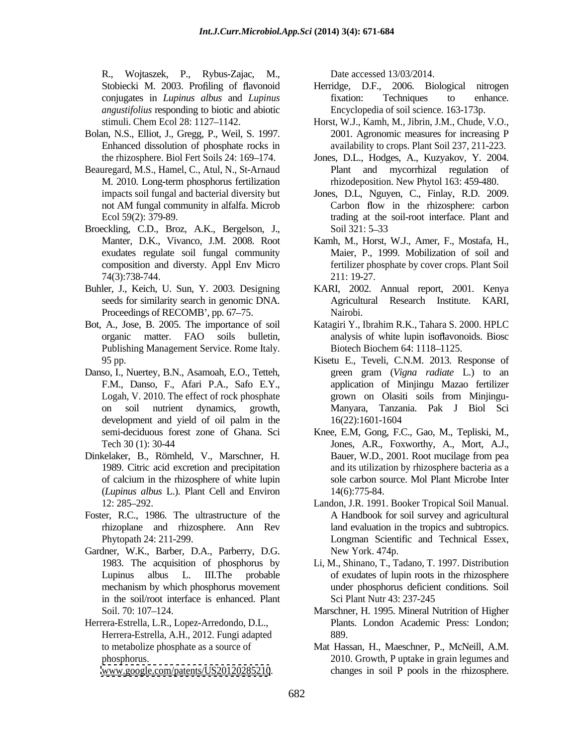R., Wojtaszek, P., Rybus-Zajac, M., Stobiecki M. 2003. Profiling of flavonoid conjugates in *Lupinus albus* and *Lupinus angustifolius* responding to biotic and abiotic stimuli. Chem Ecol 28: 1127–1142.

Bolan, N.S., Elliot, J., Gregg, P., Weil, S. 1997. Enhanced dissolution of phosphate rocks in the rhizosphere. Biol Fert Soils 24: 169–174.

Beauregard, M.S., Hamel, C., Atul, N., St-Arnaud M. 2010. Long-term phosphorus fertilization impacts soil fungal and bacterial diversity but not AM fungal community in alfalfa. Microb Ecol 59(2): 379-89.

Broeckling, C.D., Broz, A.K., Bergelson, J., Manter, D.K., Vivanco, J.M. 2008. Root exudates regulate soil fungal community composition and diversty. Appl Env Micro 74(3):738-744.

Buhler, J., Keich, U. Sun, Y. 2003. Designing seeds for similarity search in genomic DNA. Proceedings of RECOMB', pp. 67–75.

Bot, A., Jose, B. 2005. The importance of soil organic matter. FAO soils bulletin, Publishing Management Service. Rome Italy. 95 pp.

Danso, I., Nuertey, B.N., Asamoah, E.O., Tetteh, F.M., Danso, F., Afari P.A., Safo E.Y., Logah, V. 2010. The effect of rock phosphate on soil nutrient dynamics, growth, development and yield of oil palm in the semi-deciduous forest zone of Ghana. Sci Tech 30 (1): 30-44

Dinkelaker, B., Römheld, V., Marschner, H. 1989. Citric acid excretion and precipitation of calcium in the rhizosphere of white lupin (*Lupinus albus* L.). Plant Cell and Environ 12: 285–292.

Foster, R.C., 1986. The ultrastructure of the rhizoplane and rhizosphere. Ann Rev Phytopath 24: 211-299.

Gardner, W.K., Barber, D.A., Parberry, D.G. 1983. The acquisition of phosphorus by Lupinus albus L. III.The probable mechanism by which phosphorus movement in the soil/root interface is enhanced. Plant Soil. 70: 107–124.

Herrera-Estrella, L.R., Lopez-Arredondo, D.L., Herrera-Estrella, A.H., 2012. Fungi adapted to metabolize phosphate as a source of phosphorus. www.google.com/patents/US20120285210. Date accessed 13/03/2014.

Herridge, D.F., 2006. Biological nitrogen fixation: Techniques to enhance. Encyclopedia of soil science. 163-173p.

Horst, W.J., Kamh, M., Jibrin, J.M., Chude, V.O., 2001. Agronomic measures for increasing P availability to crops. Plant Soil 237, 211-223.

Jones, D.L., Hodges, A., Kuzyakov, Y. 2004. Plant and mycorrhizal regulation of rhizodeposition. New Phytol 163: 459-480.

Jones, D.L, Nguyen, C., Finlay, R.D. 2009. Carbon flow in the rhizosphere: carbon trading at the soil-root interface. Plant and Soil 321: 5–33

Kamh, M., Horst, W.J., Amer, F., Mostafa, H., Maier, P., 1999. Mobilization of soil and fertilizer phosphate by cover crops. Plant Soil 211: 19-27.

KARI, 2002. Annual report, 2001. Kenya Agricultural Research Institute. KARI, Nairobi.

Katagiri Y., Ibrahim R.K., Tahara S. 2000. HPLC analysis of white lupin isoflavonoids. Biosc Biotech Biochem 64: 1118–1125.

Kisetu E., Teveli, C.N.M. 2013. Response of green gram (*Vigna radiate* L.) to an application of Minjingu Mazao fertilizer grown on Olasiti soils from Minjingu-Manyara, Tanzania. Pak J Biol Sci 16(22):1601-1604

Knee, E.M, Gong, F.C., Gao, M., Tepliski, M., Jones, A.R., Foxworthy, A., Mort, A.J., Bauer, W.D., 2001. Root mucilage from pea and its utilization by rhizosphere bacteria as a sole carbon source. Mol Plant Microbe Inter 14(6):775-84.

Landon, J.R. 1991. Booker Tropical Soil Manual. A Handbook for soil survey and agricultural land evaluation in the tropics and subtropics. Longman Scientific and Technical Essex, New York. 474p.

Li, M., Shinano, T., Tadano, T. 1997. Distribution of exudates of lupin roots in the rhizosphere under phosphorus deficient conditions. Soil Sci Plant Nutr 43: 237-245

Marschner, H. 1995. Mineral Nutrition of Higher Plants. London Academic Press: London; 889.

Mat Hassan, H., Maeschner, P., McNeill, A.M. 2010. Growth, P uptake in grain legumes and changes in soil P pools in the rhizosphere.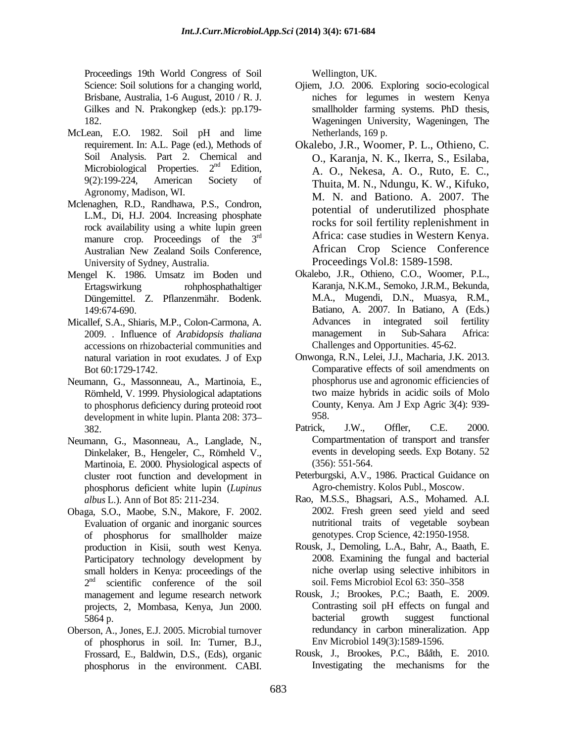Proceedings 19th World Congress of Soil Science: Soil solutions for a changing world, Brisbane, Australia, 1-6 August, 2010 / R. J. Gilkes and N. Prakongkep (eds.): pp.179-182.

McLean, E.O. 1982. Soil pH and lime requirement. In: A.L. Page (ed.), Methods of Soil Analysis. Part 2. Chemical and Microbiological Properties. 2nd Edition, 9(2):199-224, American Society of Agronomy, Madison, WI.

Mclenaghen, R.D., Randhawa, P.S., Condron, L.M., Di, H.J. 2004. Increasing phosphate rock availability using a white lupin green manure crop. Proceedings of the 3rd Australian New Zealand Soils Conference, University of Sydney, Australia.

Mengel K. 1986. Umsatz im Boden und Ertagswirkung rohphosphathaltiger Düngemittel. Z. Pflanzenmähr. Bodenk. 149:674-690.

Micallef, S.A., Shiaris, M.P., Colon-Carmona, A. 2009. . Influence of *Arabidopsis thaliana* accessions on rhizobacterial communities and natural variation in root exudates. J of Exp Bot 60:1729-1742.

Neumann, G., Massonneau, A., Martinoia, E., Römheld, V. 1999. Physiological adaptations to phosphorus deficiency during proteoid root development in white lupin. Planta 208: 373–382.

Neumann, G., Masonneau, A., Langlade, N., Dinkelaker, B., Hengeler, C., Römheld V., Martinoia, E. 2000. Physiological aspects of cluster root function and development in phosphorus deficient white lupin (*Lupinus albus* L.). Ann of Bot 85: 211-234.

Obaga, S.O., Maobe, S.N., Makore, F. 2002. Evaluation of organic and inorganic sources of phosphorus for smallholder maize production in Kisii, south west Kenya. Participatory technology development by small holders in Kenya: proceedings of the 2nd scientific conference of the soil management and legume research network projects, 2, Mombasa, Kenya, Jun 2000. 5864 p.

Oberson, A., Jones, E.J. 2005. Microbial turnover of phosphorus in soil. In: Turner, B.J., Frossard, E., Baldwin, D.S., (Eds), organic phosphorus in the environment. CABI. Wellington, UK.

Ojiem, J.O. 2006. Exploring socio-ecological niches for legumes in western Kenya smallholder farming systems. PhD thesis, Wageningen University, Wageningen, The Netherlands, 169 p.

Okalebo, J.R., Woomer, P. L., Othieno, C. O., Karanja, N. K., Ikerra, S., Esilaba, A. O., Nekesa, A. O., Ruto, E. C., Thuita, M. N., Ndungu, K. W., Kifuko, M. N. and Bationo. A. 2007. The potential of underutilized phosphate rocks for soil fertility replenishment in Africa: case studies in Western Kenya. African Crop Science Conference Proceedings Vol.8: 1589-1598.

Okalebo, J.R., Othieno, C.O., Woomer, P.L., Karanja, N.K.M., Semoko, J.R.M., Bekunda, M.A., Mugendi, D.N., Muasya, R.M., Batiano, A. 2007. In Batiano, A (Eds.) Advances in integrated soil fertility management in Sub-Sahara Africa: Challenges and Opportunities. 45-62.

Onwonga, R.N., Lelei, J.J., Macharia, J.K. 2013. Comparative effects of soil amendments on phosphorus use and agronomic efficiencies of two maize hybrids in acidic soils of Molo County, Kenya. Am J Exp Agric 3(4): 939-958.

Patrick, J.W., Offler, C.E. 2000. Compartmentation of transport and transfer events in developing seeds. Exp Botany. 52 (356): 551-564.

Peterburgski, A.V., 1986. Practical Guidance on Agro-chemistry. Kolos Publ., Moscow.

Rao, M.S.S., Bhagsari, A.S., Mohamed. A.I. 2002. Fresh green seed yield and seed nutritional traits of vegetable soybean genotypes. Crop Science, 42:1950-1958.

Rousk, J., Demoling, L.A., Bahr, A., Baath, E. 2008. Examining the fungal and bacterial niche overlap using selective inhibitors in soil. Fems Microbiol Ecol 63: 350–358

Rousk, J.; Brookes, P.C.; Baath, E. 2009. Contrasting soil pH effects on fungal and bacterial growth suggest functional redundancy in carbon mineralization. App Env Microbiol 149(3):1589-1596.

Rousk, J., Brookes, P.C., Bååth, E. 2010. Investigating the mechanisms for the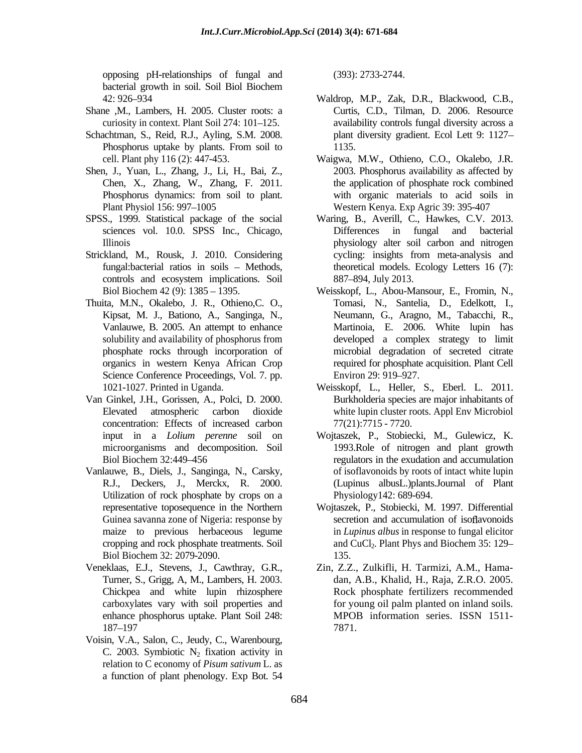opposing pH-relationships of fungal and bacterial growth in soil. Soil Biol Biochem 42: 926–934

Shane ,M., Lambers, H. 2005. Cluster roots: a curiosity in context. Plant Soil 274: 101–125.

Schachtman, S., Reid, R.J., Ayling, S.M. 2008. Phosphorus uptake by plants. From soil to cell. Plant phy 116 (2): 447-453.

Shen, J., Yuan, L., Zhang, J., Li, H., Bai, Z., Chen, X., Zhang, W., Zhang, F. 2011. Phosphorus dynamics: from soil to plant. Plant Physiol 156: 997–1005

SPSS., 1999. Statistical package of the social sciences vol. 10.0. SPSS Inc., Chicago, Illinois

Strickland, M., Rousk, J. 2010. Considering fungal:bacterial ratios in soils – Methods, controls and ecosystem implications. Soil Biol Biochem 42 (9): 1385 – 1395.

Thuita, M.N., Okalebo, J. R., Othieno,C. O., Kipsat, M. J., Bationo, A., Sanginga, N., Vanlauwe, B. 2005. An attempt to enhance solubility and availability of phosphorus from phosphate rocks through incorporation of organics in western Kenya African Crop Science Conference Proceedings, Vol. 7. pp. 1021-1027. Printed in Uganda.

Van Ginkel, J.H., Gorissen, A., Polci, D. 2000. Elevated atmospheric carbon dioxide concentration: Effects of increased carbon input in a *Lolium perenne* soil on microorganisms and decomposition. Soil Biol Biochem 32:449–456

Vanlauwe, B., Diels, J., Sanginga, N., Carsky, R.J., Deckers, J., Merckx, R. 2000. Utilization of rock phosphate by crops on a representative toposequence in the Northern Guinea savanna zone of Nigeria: response by maize to previous herbaceous legume cropping and rock phosphate treatments. Soil Biol Biochem 32: 2079-2090.

Veneklaas, E.J., Stevens, J., Cawthray, G.R., Turner, S., Grigg, A, M., Lambers, H. 2003. Chickpea and white lupin rhizosphere carboxylates vary with soil properties and enhance phosphorus uptake. Plant Soil 248: 187–197

Voisin, V.A., Salon, C., Jeudy, C., Warenbourg, C. 2003. Symbiotic $N_2$ fixation activity in relation to C economy of *Pisum sativum* L. as a function of plant phenology. Exp Bot. 54 (393): 2733-2744.

Waldrop, M.P., Zak, D.R., Blackwood, C.B., Curtis, C.D., Tilman, D. 2006. Resource availability controls fungal diversity across a plant diversity gradient. Ecol Lett 9: 1127–1135.

Waigwa, M.W., Othieno, C.O., Okalebo, J.R. 2003. Phosphorus availability as affected by the application of phosphate rock combined with organic materials to acid soils in Western Kenya. Exp Agric 39: 395-407

Waring, B., Averill, C., Hawkes, C.V. 2013. Differences in fungal and bacterial physiology alter soil carbon and nitrogen cycling: insights from meta-analysis and theoretical models. Ecology Letters 16 (7): 887–894, July 2013.

Weisskopf, L., Abou-Mansour, E., Fromin, N., Tomasi, N., Santelia, D., Edelkott, I., Neumann, G., Aragno, M., Tabacchi, R., Martinoia, E. 2006. White lupin has developed a complex strategy to limit microbial degradation of secreted citrate required for phosphate acquisition. Plant Cell Environ 29: 919–927.

Weisskopf, L., Heller, S., Eberl. L. 2011. Burkholderia species are major inhabitants of white lupin cluster roots. Appl Env Microbiol 77(21):7715 - 7720.

Wojtaszek, P., Stobiecki, M., Gulewicz, K. 1993.Role of nitrogen and plant growth regulators in the exudation and accumulation of isoflavonoids by roots of intact white lupin (Lupinus albusL.)plants.Journal of Plant Physiology142: 689-694.

Wojtaszek, P., Stobiecki, M. 1997. Differential secretion and accumulation of isoflavonoids in *Lupinus albus* in response to fungal elicitor and $CuCl_2$. Plant Phys and Biochem 35: 129–135.

Zin, Z.Z., Zulkifli, H. Tarmizi, A.M., Hama-dan, A.B., Khalid, H., Raja, Z.R.O. 2005. Rock phosphate fertilizers recommended for young oil palm planted on inland soils. MPOB information series. ISSN 1511-7871.